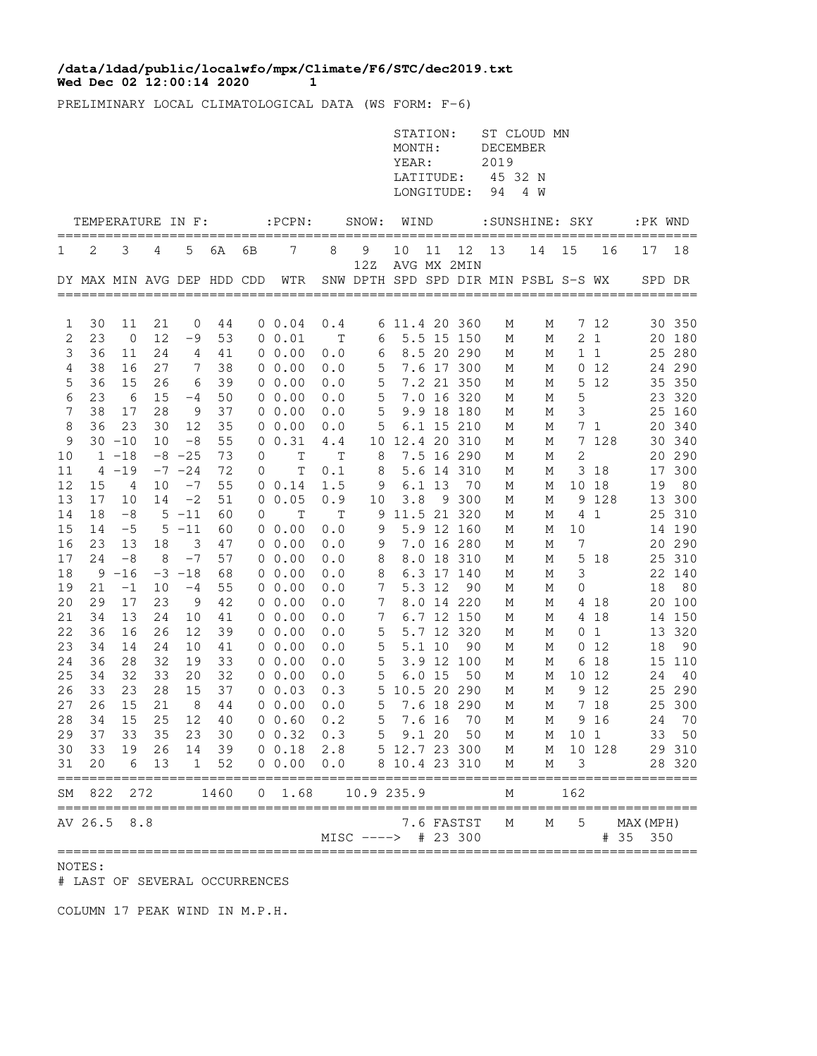**/data/ldad/public/localwfo/mpx/Climate/F6/STC/dec2019.txt**
**Wed Dec 02 12:00:14 2020 1**

PRELIMINARY LOCAL CLIMATOLOGICAL DATA (WS FORM: F-6)

STATION: ST CLOUD MN
MONTH: DECEMBER
YEAR: 2019
LATITUDE: 45 32 N
LONGITUDE: 94 4 W

| TEMPERATURE IN F: | | | | | | | :PCPN: | SNOW: | | WIND | | | :SUNSHINE: | | SKY | | :PK WND | |
|---|---|---|---|---|---|---|---|---|---|---|---|---|---|---|---|---|---|---|
| 1 | 2 | 3 | 4 | 5 | 6A | 6B | 7 | 8 | 9 | 10 | 11 | 12 | 13 | 14 | 15 | 16 | 17 | 18 |
| | | | | | | | | | 12Z | AVG | MX | 2MIN | | | | | | |
| DY | MAX | MIN | AVG | DEP | HDD | CDD | WTR | SNW | DPTH | SPD | SPD | DIR | MIN | PSBL | S-S | WX | SPD | DR |
| 1 | 30 | 11 | 21 | 0 | 44 | 0 | 0.04 | 0.4 | 6 | 11.4 | 20 | 360 | M | M | 7 | 12 | 30 | 350 |
| 2 | 23 | 0 | 12 | -9 | 53 | 0 | 0.01 | T | 6 | 5.5 | 15 | 150 | M | M | 2 | 1 | 20 | 180 |
| 3 | 36 | 11 | 24 | 4 | 41 | 0 | 0.00 | 0.0 | 6 | 8.5 | 20 | 290 | M | M | 1 | 1 | 25 | 280 |
| 4 | 38 | 16 | 27 | 7 | 38 | 0 | 0.00 | 0.0 | 5 | 7.6 | 17 | 300 | M | M | 0 | 12 | 24 | 290 |
| 5 | 36 | 15 | 26 | 6 | 39 | 0 | 0.00 | 0.0 | 5 | 7.2 | 21 | 350 | M | M | 5 | 12 | 35 | 350 |
| 6 | 23 | 6 | 15 | -4 | 50 | 0 | 0.00 | 0.0 | 5 | 7.0 | 16 | 320 | M | M | 5 | | 23 | 320 |
| 7 | 38 | 17 | 28 | 9 | 37 | 0 | 0.00 | 0.0 | 5 | 9.9 | 18 | 180 | M | M | 3 | | 25 | 160 |
| 8 | 36 | 23 | 30 | 12 | 35 | 0 | 0.00 | 0.0 | 5 | 6.1 | 15 | 210 | M | M | 7 | 1 | 20 | 340 |
| 9 | 30 | -10 | 10 | -8 | 55 | 0 | 0.31 | 4.4 | 10 | 12.4 | 20 | 310 | M | M | 7 | 128 | 30 | 340 |
| 10 | 1 | -18 | -8 | -25 | 73 | 0 | T | T | 8 | 7.5 | 16 | 290 | M | M | 2 | | 20 | 290 |
| 11 | 4 | -19 | -7 | -24 | 72 | 0 | T | 0.1 | 8 | 5.6 | 14 | 310 | M | M | 3 | 18 | 17 | 300 |
| 12 | 15 | 4 | 10 | -7 | 55 | 0 | 0.14 | 1.5 | 9 | 6.1 | 13 | 70 | M | M | 10 | 18 | 19 | 80 |
| 13 | 17 | 10 | 14 | -2 | 51 | 0 | 0.05 | 0.9 | 10 | 3.8 | 9 | 300 | M | M | 9 | 128 | 13 | 300 |
| 14 | 18 | -8 | 5 | -11 | 60 | 0 | T | T | 9 | 11.5 | 21 | 320 | M | M | 4 | 1 | 25 | 310 |
| 15 | 14 | -5 | 5 | -11 | 60 | 0 | 0.00 | 0.0 | 9 | 5.9 | 12 | 160 | M | M | 10 | | 14 | 190 |
| 16 | 23 | 13 | 18 | 3 | 47 | 0 | 0.00 | 0.0 | 9 | 7.0 | 16 | 280 | M | M | 7 | | 20 | 290 |
| 17 | 24 | -8 | 8 | -7 | 57 | 0 | 0.00 | 0.0 | 8 | 8.0 | 18 | 310 | M | M | 5 | 18 | 25 | 310 |
| 18 | 9 | -16 | -3 | -18 | 68 | 0 | 0.00 | 0.0 | 8 | 6.3 | 17 | 140 | M | M | 3 | | 22 | 140 |
| 19 | 21 | -1 | 10 | -4 | 55 | 0 | 0.00 | 0.0 | 7 | 5.3 | 12 | 90 | M | M | 0 | | 18 | 80 |
| 20 | 29 | 17 | 23 | 9 | 42 | 0 | 0.00 | 0.0 | 7 | 8.0 | 14 | 220 | M | M | 4 | 18 | 20 | 100 |
| 21 | 34 | 13 | 24 | 10 | 41 | 0 | 0.00 | 0.0 | 7 | 6.7 | 12 | 150 | M | M | 4 | 18 | 14 | 150 |
| 22 | 36 | 16 | 26 | 12 | 39 | 0 | 0.00 | 0.0 | 5 | 5.7 | 12 | 320 | M | M | 0 | 1 | 13 | 320 |
| 23 | 34 | 14 | 24 | 10 | 41 | 0 | 0.00 | 0.0 | 5 | 5.1 | 10 | 90 | M | M | 0 | 12 | 18 | 90 |
| 24 | 36 | 28 | 32 | 19 | 33 | 0 | 0.00 | 0.0 | 5 | 3.9 | 12 | 100 | M | M | 6 | 18 | 15 | 110 |
| 25 | 34 | 32 | 33 | 20 | 32 | 0 | 0.00 | 0.0 | 5 | 6.0 | 15 | 50 | M | M | 10 | 12 | 24 | 40 |
| 26 | 33 | 23 | 28 | 15 | 37 | 0 | 0.03 | 0.3 | 5 | 10.5 | 20 | 290 | M | M | 9 | 12 | 25 | 290 |
| 27 | 26 | 15 | 21 | 8 | 44 | 0 | 0.00 | 0.0 | 5 | 7.6 | 18 | 290 | M | M | 7 | 18 | 25 | 300 |
| 28 | 34 | 15 | 25 | 12 | 40 | 0 | 0.60 | 0.2 | 5 | 7.6 | 16 | 70 | M | M | 9 | 16 | 24 | 70 |
| 29 | 37 | 33 | 35 | 23 | 30 | 0 | 0.32 | 0.3 | 5 | 9.1 | 20 | 50 | M | M | 10 | 1 | 33 | 50 |
| 30 | 33 | 19 | 26 | 14 | 39 | 0 | 0.18 | 2.8 | 5 | 12.7 | 23 | 300 | M | M | 10 | 128 | 29 | 310 |
| 31 | 20 | 6 | 13 | 1 | 52 | 0 | 0.00 | 0.0 | 8 | 10.4 | 23 | 310 | M | M | 3 | | 28 | 320 |
| SM | 822 | 272 | | | 1460 | 0 | 1.68 | 10.9 | | 235.9 | | | M | | 162 | | | |
| AV | 26.5 | 8.8 | | | | | | | | 7.6 | FASTST | | M | M | 5 | | MAX(MPH) | |
| | | | | | | | | MISC ----> | | # | 23 | 300 | | | | | # 35 | 350 |

NOTES:
# LAST OF SEVERAL OCCURRENCES

COLUMN 17 PEAK WIND IN M.P.H.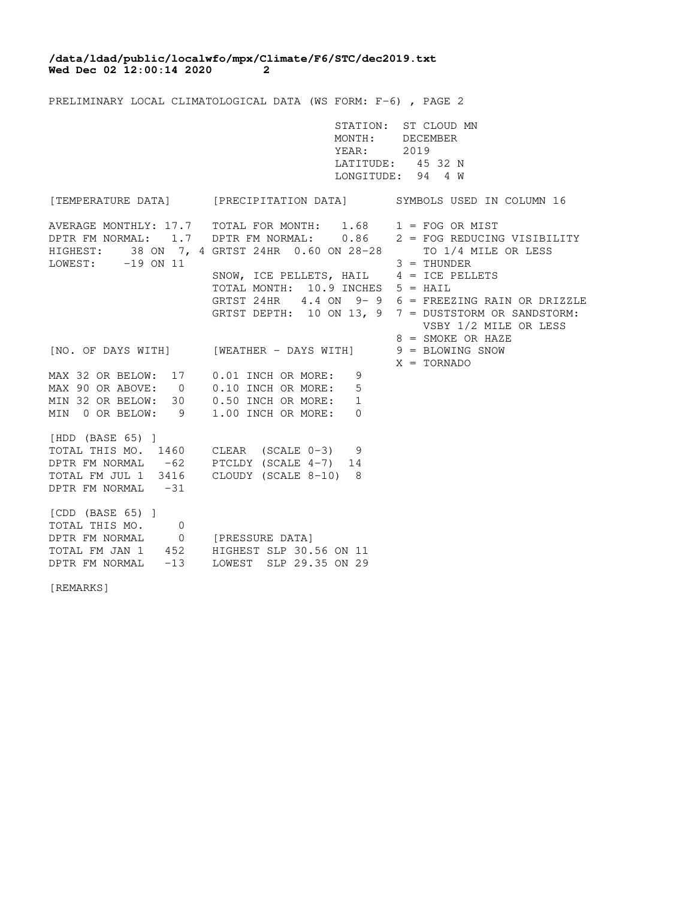PRELIMINARY LOCAL CLIMATOLOGICAL DATA (WS FORM: F-6) , PAGE 2

STATION: ST CLOUD MN
MONTH: DECEMBER
YEAR: 2019
LATITUDE: 45 32 N
LONGITUDE: 94 4 W

```
[TEMPERATURE DATA]      [PRECIPITATION DATA]       SYMBOLS USED IN COLUMN 16

AVERAGE MONTHLY: 17.7   TOTAL FOR MONTH:   1.68    1 = FOG OR MIST
DPTR FM NORMAL:   1.7   DPTR FM NORMAL:    0.86    2 = FOG REDUCING VISIBILITY
HIGHEST:    38 ON  7, 4 GRTST 24HR  0.60 ON 28-28      TO 1/4 MILE OR LESS
LOWEST:    -19 ON 11                               3 = THUNDER
                        SNOW, ICE PELLETS, HAIL    4 = ICE PELLETS
                        TOTAL MONTH:  10.9 INCHES  5 = HAIL
                        GRTST 24HR   4.4 ON  9- 9  6 = FREEZING RAIN OR DRIZZLE
                        GRTST DEPTH:  10 ON 13, 9  7 = DUSTSTORM OR SANDSTORM:
                                                       VSBY 1/2 MILE OR LESS
                                                   8 = SMOKE OR HAZE
[NO. OF DAYS WITH]      [WEATHER - DAYS WITH]      9 = BLOWING SNOW
                                                   X = TORNADO
MAX 32 OR BELOW:  17    0.01 INCH OR MORE:   9
MAX 90 OR ABOVE:   0    0.10 INCH OR MORE:   5
MIN 32 OR BELOW:  30    0.50 INCH OR MORE:   1
MIN  0 OR BELOW:   9    1.00 INCH OR MORE:   0

[HDD (BASE 65) ]
TOTAL THIS MO.  1460    CLEAR  (SCALE 0-3)   9
DPTR FM NORMAL   -62    PTCLDY (SCALE 4-7)  14
TOTAL FM JUL 1  3416    CLOUDY (SCALE 8-10)  8
DPTR FM NORMAL   -31

[CDD (BASE 65) ]
TOTAL THIS MO.     0
DPTR FM NORMAL     0    [PRESSURE DATA]
TOTAL FM JAN 1   452    HIGHEST SLP 30.56 ON 11
DPTR FM NORMAL   -13    LOWEST  SLP 29.35 ON 29

[REMARKS]
```